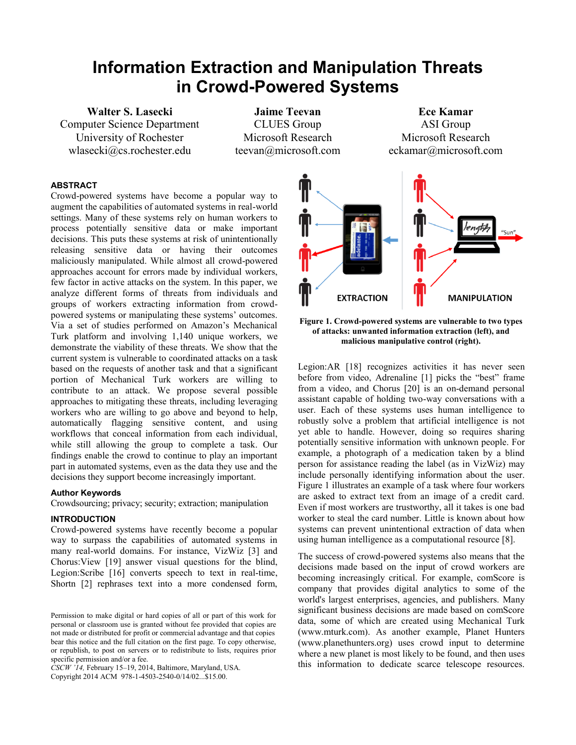# Information Extraction and Manipulation Threats in Crowd-Powered Systems

**Walter S. Lasecki**
Computer Science Department
University of Rochester
wlasecki@cs.rochester.edu

**Jaime Teevan**
CLUES Group
Microsoft Research
teevan@microsoft.com

**Ece Kamar**
ASI Group
Microsoft Research
eckamar@microsoft.com

## ABSTRACT

Crowd-powered systems have become a popular way to augment the capabilities of automated systems in real-world settings. Many of these systems rely on human workers to process potentially sensitive data or make important decisions. This puts these systems at risk of unintentionally releasing sensitive data or having their outcomes maliciously manipulated. While almost all crowd-powered approaches account for errors made by individual workers, few factor in active attacks on the system. In this paper, we analyze different forms of threats from individuals and groups of workers extracting information from crowd-powered systems or manipulating these systems' outcomes. Via a set of studies performed on Amazon's Mechanical Turk platform and involving 1,140 unique workers, we demonstrate the viability of these threats. We show that the current system is vulnerable to coordinated attacks on a task based on the requests of another task and that a significant portion of Mechanical Turk workers are willing to contribute to an attack. We propose several possible approaches to mitigating these threats, including leveraging workers who are willing to go above and beyond to help, automatically flagging sensitive content, and using workflows that conceal information from each individual, while still allowing the group to complete a task. Our findings enable the crowd to continue to play an important part in automated systems, even as the data they use and the decisions they support become increasingly important.

### Author Keywords

Crowdsourcing; privacy; security; extraction; manipulation

## INTRODUCTION

Crowd-powered systems have recently become a popular way to surpass the capabilities of automated systems in many real-world domains. For instance, VizWiz [3] and Chorus:View [19] answer visual questions for the blind, Legion:Scribe [16] converts speech to text in real-time, Shortn [2] rephrases text into a more condensed form, Legion:AR [18] recognizes activities it has never seen before from video, Adrenaline [1] picks the "best" frame from a video, and Chorus [20] is an on-demand personal assistant capable of holding two-way conversations with a user. Each of these systems uses human intelligence to robustly solve a problem that artificial intelligence is not yet able to handle. However, doing so requires sharing potentially sensitive information with unknown people. For example, a photograph of a medication taken by a blind person for assistance reading the label (as in VizWiz) may include personally identifying information about the user. Figure 1 illustrates an example of a task where four workers are asked to extract text from an image of a credit card. Even if most workers are trustworthy, all it takes is one bad worker to steal the card number. Little is known about how systems can prevent unintentional extraction of data when using human intelligence as a computational resource [8].

**Figure 1. Crowd-powered systems are vulnerable to two types of attacks: unwanted information extraction (left), and malicious manipulative control (right).**

The success of crowd-powered systems also means that the decisions made based on the input of crowd workers are becoming increasingly critical. For example, comScore is company that provides digital analytics to some of the world's largest enterprises, agencies, and publishers. Many significant business decisions are made based on comScore data, some of which are created using Mechanical Turk (www.mturk.com). As another example, Planet Hunters (www.planethunters.org) uses crowd input to determine where a new planet is most likely to be found, and then uses this information to dedicate scarce telescope resources.

Permission to make digital or hard copies of all or part of this work for personal or classroom use is granted without fee provided that copies are not made or distributed for profit or commercial advantage and that copies bear this notice and the full citation on the first page. To copy otherwise, or republish, to post on servers or to redistribute to lists, requires prior specific permission and/or a fee.
*CSCW '14,* February 15–19, 2014, Baltimore, Maryland, USA.
Copyright 2014 ACM 978-1-4503-2540-0/14/02...$15.00.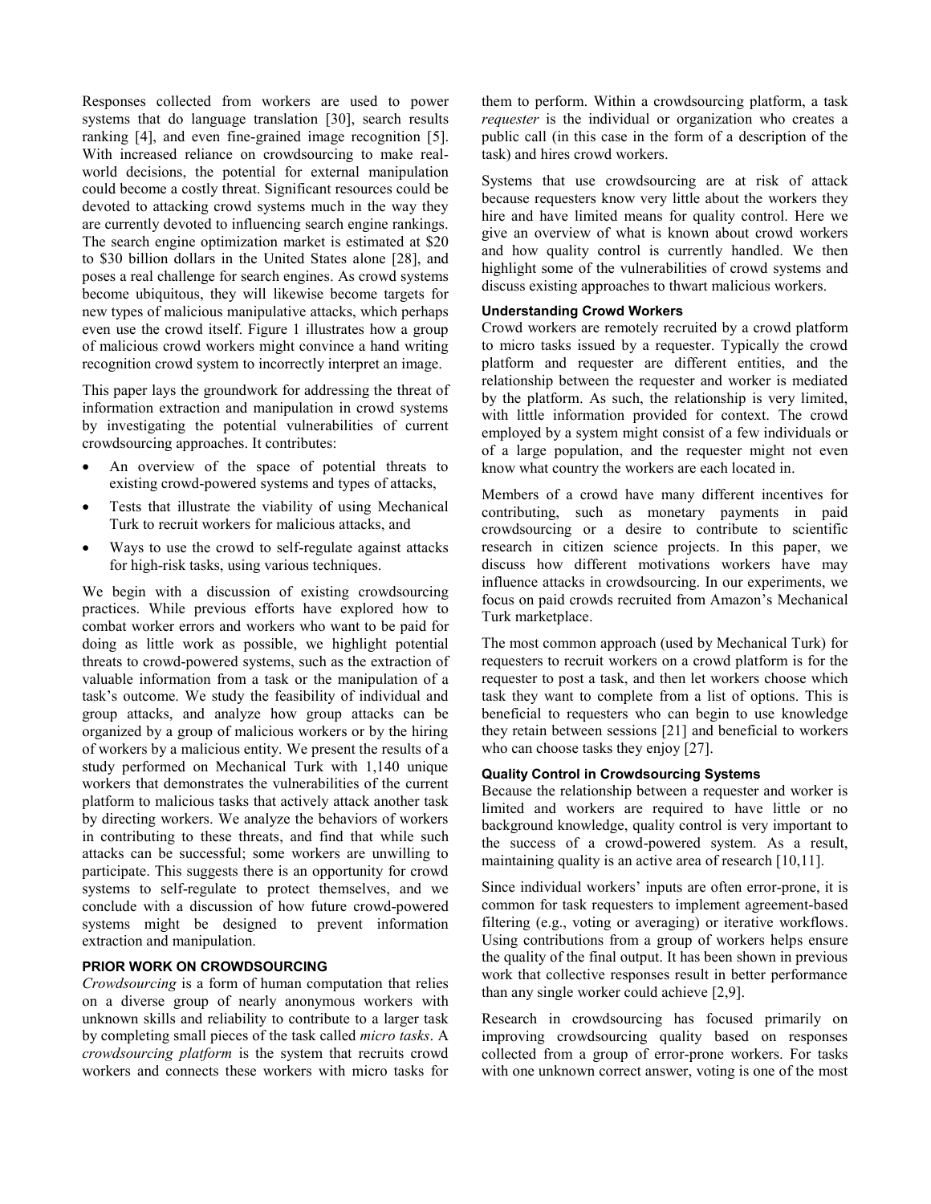Responses collected from workers are used to power systems that do language translation [30], search results ranking [4], and even fine-grained image recognition [5]. With increased reliance on crowdsourcing to make real-world decisions, the potential for external manipulation could become a costly threat. Significant resources could be devoted to attacking crowd systems much in the way they are currently devoted to influencing search engine rankings. The search engine optimization market is estimated at $20 to $30 billion dollars in the United States alone [28], and poses a real challenge for search engines. As crowd systems become ubiquitous, they will likewise become targets for new types of malicious manipulative attacks, which perhaps even use the crowd itself. Figure 1 illustrates how a group of malicious crowd workers might convince a hand writing recognition crowd system to incorrectly interpret an image.

This paper lays the groundwork for addressing the threat of information extraction and manipulation in crowd systems by investigating the potential vulnerabilities of current crowdsourcing approaches. It contributes:

- An overview of the space of potential threats to existing crowd-powered systems and types of attacks,
- Tests that illustrate the viability of using Mechanical Turk to recruit workers for malicious attacks, and
- Ways to use the crowd to self-regulate against attacks for high-risk tasks, using various techniques.

We begin with a discussion of existing crowdsourcing practices. While previous efforts have explored how to combat worker errors and workers who want to be paid for doing as little work as possible, we highlight potential threats to crowd-powered systems, such as the extraction of valuable information from a task or the manipulation of a task's outcome. We study the feasibility of individual and group attacks, and analyze how group attacks can be organized by a group of malicious workers or by the hiring of workers by a malicious entity. We present the results of a study performed on Mechanical Turk with 1,140 unique workers that demonstrates the vulnerabilities of the current platform to malicious tasks that actively attack another task by directing workers. We analyze the behaviors of workers in contributing to these threats, and find that while such attacks can be successful; some workers are unwilling to participate. This suggests there is an opportunity for crowd systems to self-regulate to protect themselves, and we conclude with a discussion of how future crowd-powered systems might be designed to prevent information extraction and manipulation.

## PRIOR WORK ON CROWDSOURCING

*Crowdsourcing* is a form of human computation that relies on a diverse group of nearly anonymous workers with unknown skills and reliability to contribute to a larger task by completing small pieces of the task called *micro tasks*. A *crowdsourcing platform* is the system that recruits crowd workers and connects these workers with micro tasks for them to perform. Within a crowdsourcing platform, a task *requester* is the individual or organization who creates a public call (in this case in the form of a description of the task) and hires crowd workers.

Systems that use crowdsourcing are at risk of attack because requesters know very little about the workers they hire and have limited means for quality control. Here we give an overview of what is known about crowd workers and how quality control is currently handled. We then highlight some of the vulnerabilities of crowd systems and discuss existing approaches to thwart malicious workers.

### Understanding Crowd Workers

Crowd workers are remotely recruited by a crowd platform to micro tasks issued by a requester. Typically the crowd platform and requester are different entities, and the relationship between the requester and worker is mediated by the platform. As such, the relationship is very limited, with little information provided for context. The crowd employed by a system might consist of a few individuals or of a large population, and the requester might not even know what country the workers are each located in.

Members of a crowd have many different incentives for contributing, such as monetary payments in paid crowdsourcing or a desire to contribute to scientific research in citizen science projects. In this paper, we discuss how different motivations workers have may influence attacks in crowdsourcing. In our experiments, we focus on paid crowds recruited from Amazon's Mechanical Turk marketplace.

The most common approach (used by Mechanical Turk) for requesters to recruit workers on a crowd platform is for the requester to post a task, and then let workers choose which task they want to complete from a list of options. This is beneficial to requesters who can begin to use knowledge they retain between sessions [21] and beneficial to workers who can choose tasks they enjoy [27].

### Quality Control in Crowdsourcing Systems

Because the relationship between a requester and worker is limited and workers are required to have little or no background knowledge, quality control is very important to the success of a crowd-powered system. As a result, maintaining quality is an active area of research [10,11].

Since individual workers' inputs are often error-prone, it is common for task requesters to implement agreement-based filtering (e.g., voting or averaging) or iterative workflows. Using contributions from a group of workers helps ensure the quality of the final output. It has been shown in previous work that collective responses result in better performance than any single worker could achieve [2,9].

Research in crowdsourcing has focused primarily on improving crowdsourcing quality based on responses collected from a group of error-prone workers. For tasks with one unknown correct answer, voting is one of the most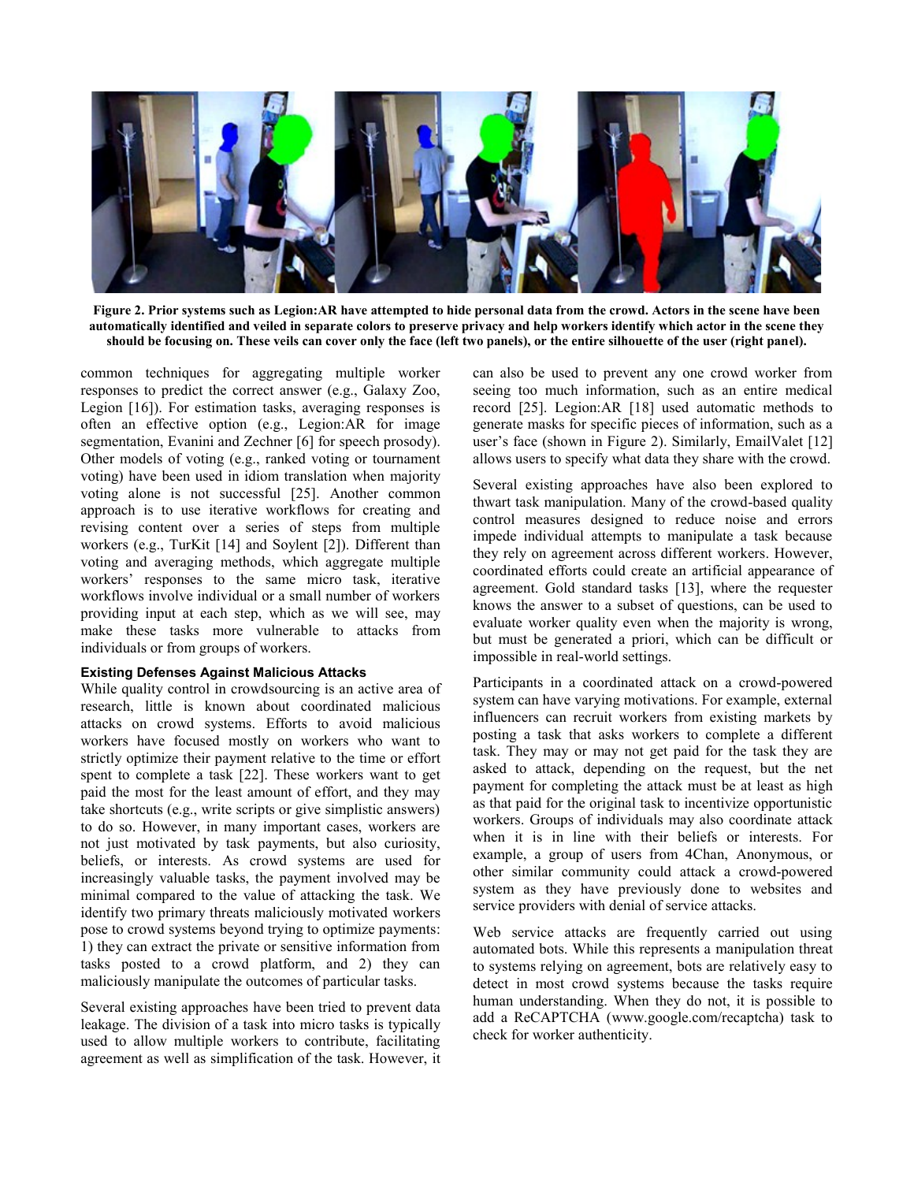**Figure 2. Prior systems such as Legion:AR have attempted to hide personal data from the crowd. Actors in the scene have been automatically identified and veiled in separate colors to preserve privacy and help workers identify which actor in the scene they should be focusing on. These veils can cover only the face (left two panels), or the entire silhouette of the user (right panel).**

common techniques for aggregating multiple worker responses to predict the correct answer (e.g., Galaxy Zoo, Legion [16]). For estimation tasks, averaging responses is often an effective option (e.g., Legion:AR for image segmentation, Evanini and Zechner [6] for speech prosody). Other models of voting (e.g., ranked voting or tournament voting) have been used in idiom translation when majority voting alone is not successful [25]. Another common approach is to use iterative workflows for creating and revising content over a series of steps from multiple workers (e.g., TurKit [14] and Soylent [2]). Different than voting and averaging methods, which aggregate multiple workers' responses to the same micro task, iterative workflows involve individual or a small number of workers providing input at each step, which as we will see, may make these tasks more vulnerable to attacks from individuals or from groups of workers.

### Existing Defenses Against Malicious Attacks

While quality control in crowdsourcing is an active area of research, little is known about coordinated malicious attacks on crowd systems. Efforts to avoid malicious workers have focused mostly on workers who want to strictly optimize their payment relative to the time or effort spent to complete a task [22]. These workers want to get paid the most for the least amount of effort, and they may take shortcuts (e.g., write scripts or give simplistic answers) to do so. However, in many important cases, workers are not just motivated by task payments, but also curiosity, beliefs, or interests. As crowd systems are used for increasingly valuable tasks, the payment involved may be minimal compared to the value of attacking the task. We identify two primary threats maliciously motivated workers pose to crowd systems beyond trying to optimize payments: 1) they can extract the private or sensitive information from tasks posted to a crowd platform, and 2) they can maliciously manipulate the outcomes of particular tasks.

Several existing approaches have been tried to prevent data leakage. The division of a task into micro tasks is typically used to allow multiple workers to contribute, facilitating agreement as well as simplification of the task. However, it can also be used to prevent any one crowd worker from seeing too much information, such as an entire medical record [25]. Legion:AR [18] used automatic methods to generate masks for specific pieces of information, such as a user's face (shown in Figure 2). Similarly, EmailValet [12] allows users to specify what data they share with the crowd.

Several existing approaches have also been explored to thwart task manipulation. Many of the crowd-based quality control measures designed to reduce noise and errors impede individual attempts to manipulate a task because they rely on agreement across different workers. However, coordinated efforts could create an artificial appearance of agreement. Gold standard tasks [13], where the requester knows the answer to a subset of questions, can be used to evaluate worker quality even when the majority is wrong, but must be generated a priori, which can be difficult or impossible in real-world settings.

Participants in a coordinated attack on a crowd-powered system can have varying motivations. For example, external influencers can recruit workers from existing markets by posting a task that asks workers to complete a different task. They may or may not get paid for the task they are asked to attack, depending on the request, but the net payment for completing the attack must be at least as high as that paid for the original task to incentivize opportunistic workers. Groups of individuals may also coordinate attack when it is in line with their beliefs or interests. For example, a group of users from 4Chan, Anonymous, or other similar community could attack a crowd-powered system as they have previously done to websites and service providers with denial of service attacks.

Web service attacks are frequently carried out using automated bots. While this represents a manipulation threat to systems relying on agreement, bots are relatively easy to detect in most crowd systems because the tasks require human understanding. When they do not, it is possible to add a ReCAPTCHA (www.google.com/recaptcha) task to check for worker authenticity.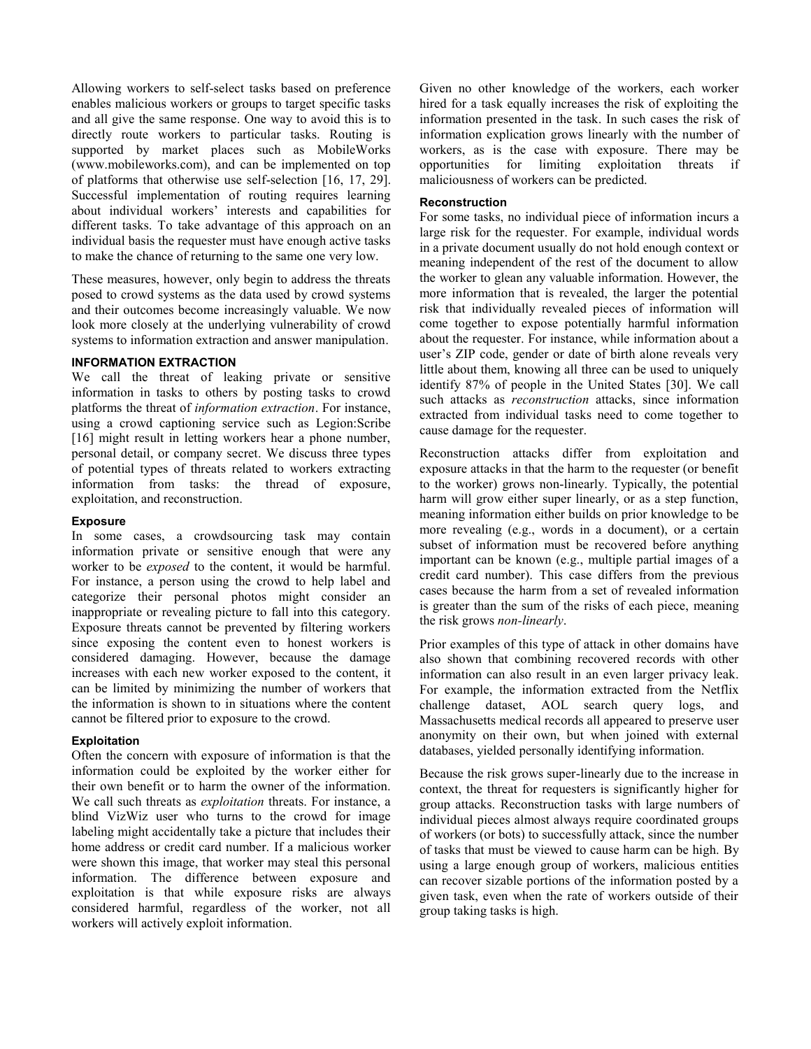Allowing workers to self-select tasks based on preference enables malicious workers or groups to target specific tasks and all give the same response. One way to avoid this is to directly route workers to particular tasks. Routing is supported by market places such as MobileWorks (www.mobileworks.com), and can be implemented on top of platforms that otherwise use self-selection [16, 17, 29]. Successful implementation of routing requires learning about individual workers' interests and capabilities for different tasks. To take advantage of this approach on an individual basis the requester must have enough active tasks to make the chance of returning to the same one very low.

These measures, however, only begin to address the threats posed to crowd systems as the data used by crowd systems and their outcomes become increasingly valuable. We now look more closely at the underlying vulnerability of crowd systems to information extraction and answer manipulation.

## INFORMATION EXTRACTION

We call the threat of leaking private or sensitive information in tasks to others by posting tasks to crowd platforms the threat of *information extraction*. For instance, using a crowd captioning service such as Legion:Scribe [16] might result in letting workers hear a phone number, personal detail, or company secret. We discuss three types of potential types of threats related to workers extracting information from tasks: the thread of exposure, exploitation, and reconstruction.

### Exposure

In some cases, a crowdsourcing task may contain information private or sensitive enough that were any worker to be *exposed* to the content, it would be harmful. For instance, a person using the crowd to help label and categorize their personal photos might consider an inappropriate or revealing picture to fall into this category. Exposure threats cannot be prevented by filtering workers since exposing the content even to honest workers is considered damaging. However, because the damage increases with each new worker exposed to the content, it can be limited by minimizing the number of workers that the information is shown to in situations where the content cannot be filtered prior to exposure to the crowd.

### Exploitation

Often the concern with exposure of information is that the information could be exploited by the worker either for their own benefit or to harm the owner of the information. We call such threats as *exploitation* threats. For instance, a blind VizWiz user who turns to the crowd for image labeling might accidentally take a picture that includes their home address or credit card number. If a malicious worker were shown this image, that worker may steal this personal information. The difference between exposure and exploitation is that while exposure risks are always considered harmful, regardless of the worker, not all workers will actively exploit information.

Given no other knowledge of the workers, each worker hired for a task equally increases the risk of exploiting the information presented in the task. In such cases the risk of information explication grows linearly with the number of workers, as is the case with exposure. There may be opportunities for limiting exploitation threats if maliciousness of workers can be predicted.

### Reconstruction

For some tasks, no individual piece of information incurs a large risk for the requester. For example, individual words in a private document usually do not hold enough context or meaning independent of the rest of the document to allow the worker to glean any valuable information. However, the more information that is revealed, the larger the potential risk that individually revealed pieces of information will come together to expose potentially harmful information about the requester. For instance, while information about a user's ZIP code, gender or date of birth alone reveals very little about them, knowing all three can be used to uniquely identify 87% of people in the United States [30]. We call such attacks as *reconstruction* attacks, since information extracted from individual tasks need to come together to cause damage for the requester.

Reconstruction attacks differ from exploitation and exposure attacks in that the harm to the requester (or benefit to the worker) grows non-linearly. Typically, the potential harm will grow either super linearly, or as a step function, meaning information either builds on prior knowledge to be more revealing (e.g., words in a document), or a certain subset of information must be recovered before anything important can be known (e.g., multiple partial images of a credit card number). This case differs from the previous cases because the harm from a set of revealed information is greater than the sum of the risks of each piece, meaning the risk grows *non-linearly*.

Prior examples of this type of attack in other domains have also shown that combining recovered records with other information can also result in an even larger privacy leak. For example, the information extracted from the Netflix challenge dataset, AOL search query logs, and Massachusetts medical records all appeared to preserve user anonymity on their own, but when joined with external databases, yielded personally identifying information.

Because the risk grows super-linearly due to the increase in context, the threat for requesters is significantly higher for group attacks. Reconstruction tasks with large numbers of individual pieces almost always require coordinated groups of workers (or bots) to successfully attack, since the number of tasks that must be viewed to cause harm can be high. By using a large enough group of workers, malicious entities can recover sizable portions of the information posted by a given task, even when the rate of workers outside of their group taking tasks is high.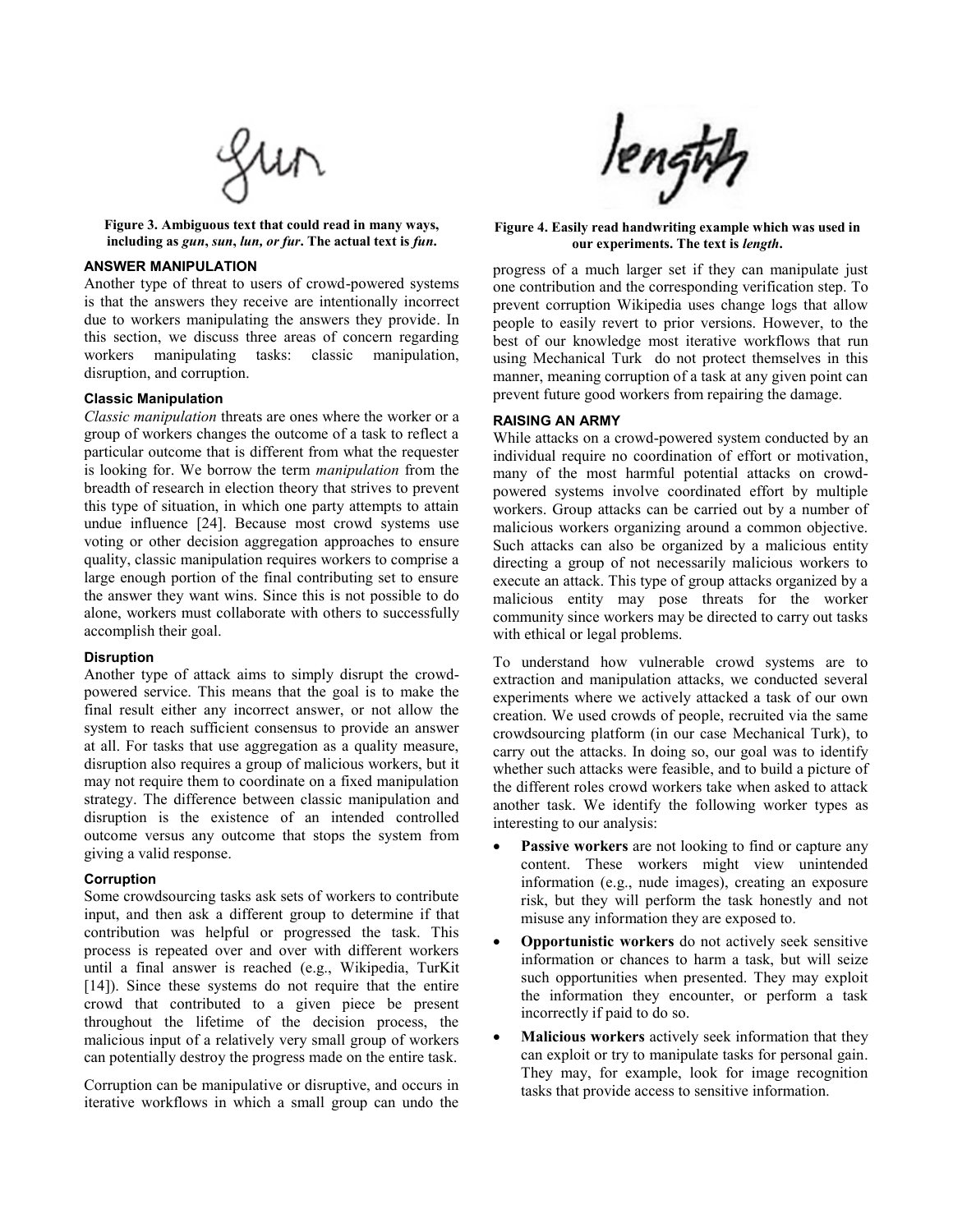Figure 3. Ambiguous text that could read in many ways, including as ***gun***, ***sun***, ***lun***, ***or fur***. The actual text is ***fun***.

Figure 4. Easily read handwriting example which was used in our experiments. The text is ***length***.

### ANSWER MANIPULATION

Another type of threat to users of crowd-powered systems is that the answers they receive are intentionally incorrect due to workers manipulating the answers they provide. In this section, we discuss three areas of concern regarding workers manipulating tasks: classic manipulation, disruption, and corruption.

#### Classic Manipulation

*Classic manipulation* threats are ones where the worker or a group of workers changes the outcome of a task to reflect a particular outcome that is different from what the requester is looking for. We borrow the term *manipulation* from the breadth of research in election theory that strives to prevent this type of situation, in which one party attempts to attain undue influence [24]. Because most crowd systems use voting or other decision aggregation approaches to ensure quality, classic manipulation requires workers to comprise a large enough portion of the final contributing set to ensure the answer they want wins. Since this is not possible to do alone, workers must collaborate with others to successfully accomplish their goal.

#### Disruption

Another type of attack aims to simply disrupt the crowd-powered service. This means that the goal is to make the final result either any incorrect answer, or not allow the system to reach sufficient consensus to provide an answer at all. For tasks that use aggregation as a quality measure, disruption also requires a group of malicious workers, but it may not require them to coordinate on a fixed manipulation strategy. The difference between classic manipulation and disruption is the existence of an intended controlled outcome versus any outcome that stops the system from giving a valid response.

#### Corruption

Some crowdsourcing tasks ask sets of workers to contribute input, and then ask a different group to determine if that contribution was helpful or progressed the task. This process is repeated over and over with different workers until a final answer is reached (e.g., Wikipedia, TurKit [14]). Since these systems do not require that the entire crowd that contributed to a given piece be present throughout the lifetime of the decision process, the malicious input of a relatively very small group of workers can potentially destroy the progress made on the entire task.

Corruption can be manipulative or disruptive, and occurs in iterative workflows in which a small group can undo the progress of a much larger set if they can manipulate just one contribution and the corresponding verification step. To prevent corruption Wikipedia uses change logs that allow people to easily revert to prior versions. However, to the best of our knowledge most iterative workflows that run using Mechanical Turk do not protect themselves in this manner, meaning corruption of a task at any given point can prevent future good workers from repairing the damage.

### RAISING AN ARMY

While attacks on a crowd-powered system conducted by an individual require no coordination of effort or motivation, many of the most harmful potential attacks on crowd-powered systems involve coordinated effort by multiple workers. Group attacks can be carried out by a number of malicious workers organizing around a common objective. Such attacks can also be organized by a malicious entity directing a group of not necessarily malicious workers to execute an attack. This type of group attacks organized by a malicious entity may pose threats for the worker community since workers may be directed to carry out tasks with ethical or legal problems.

To understand how vulnerable crowd systems are to extraction and manipulation attacks, we conducted several experiments where we actively attacked a task of our own creation. We used crowds of people, recruited via the same crowdsourcing platform (in our case Mechanical Turk), to carry out the attacks. In doing so, our goal was to identify whether such attacks were feasible, and to build a picture of the different roles crowd workers take when asked to attack another task. We identify the following worker types as interesting to our analysis:

- **Passive workers** are not looking to find or capture any content. These workers might view unintended information (e.g., nude images), creating an exposure risk, but they will perform the task honestly and not misuse any information they are exposed to.
- **Opportunistic workers** do not actively seek sensitive information or chances to harm a task, but will seize such opportunities when presented. They may exploit the information they encounter, or perform a task incorrectly if paid to do so.
- **Malicious workers** actively seek information that they can exploit or try to manipulate tasks for personal gain. They may, for example, look for image recognition tasks that provide access to sensitive information.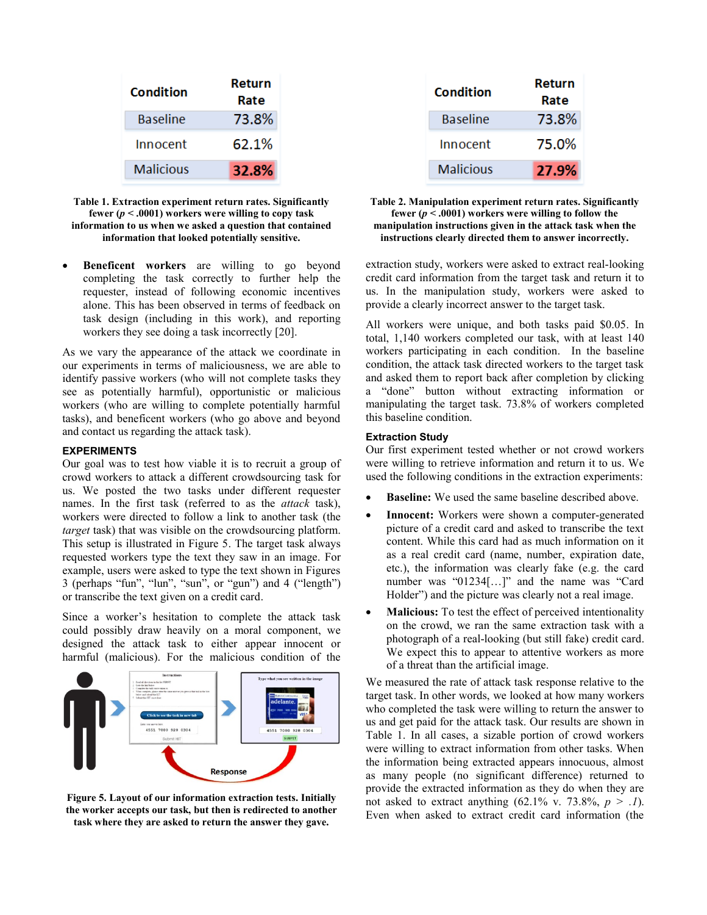| Condition | Return Rate |
|---|---|
| Baseline | 73.8% |
| Innocent | 62.1% |
| Malicious | 32.8% |

**Table 1. Extraction experiment return rates. Significantly fewer ($p < .0001$) workers were willing to copy task information to us when we asked a question that contained information that looked potentially sensitive.**

| Condition | Return Rate |
|---|---|
| Baseline | 73.8% |
| Innocent | 75.0% |
| Malicious | 27.9% |

**Table 2. Manipulation experiment return rates. Significantly fewer ($p < .0001$) workers were willing to follow the manipulation instructions given in the attack task when the instructions clearly directed them to answer incorrectly.**

- **Beneficent workers** are willing to go beyond completing the task correctly to further help the requester, instead of following economic incentives alone. This has been observed in terms of feedback on task design (including in this work), and reporting workers they see doing a task incorrectly [20].

As we vary the appearance of the attack we coordinate in our experiments in terms of maliciousness, we are able to identify passive workers (who will not complete tasks they see as potentially harmful), opportunistic or malicious workers (who are willing to complete potentially harmful tasks), and beneficent workers (who go above and beyond and contact us regarding the attack task).

## EXPERIMENTS

Our goal was to test how viable it is to recruit a group of crowd workers to attack a different crowdsourcing task for us. We posted the two tasks under different requester names. In the first task (referred to as the *attack* task), workers were directed to follow a link to another task (the *target* task) that was visible on the crowdsourcing platform. This setup is illustrated in Figure 5. The target task always requested workers type the text they saw in an image. For example, users were asked to type the text shown in Figures 3 (perhaps "fun", "lun", "sun", or "gun") and 4 ("length") or transcribe the text given on a credit card.

Since a worker's hesitation to complete the attack task could possibly draw heavily on a moral component, we designed the attack task to either appear innocent or harmful (malicious). For the malicious condition of the extraction study, workers were asked to extract real-looking credit card information from the target task and return it to us. In the manipulation study, workers were asked to provide a clearly incorrect answer to the target task.

**Figure 5. Layout of our information extraction tests. Initially the worker accepts our task, but then is redirected to another task where they are asked to return the answer they gave.**

All workers were unique, and both tasks paid $0.05. In total, 1,140 workers completed our task, with at least 140 workers participating in each condition. In the baseline condition, the attack task directed workers to the target task and asked them to report back after completion by clicking a "done" button without extracting information or manipulating the target task. 73.8% of workers completed this baseline condition.

### Extraction Study

Our first experiment tested whether or not crowd workers were willing to retrieve information and return it to us. We used the following conditions in the extraction experiments:

- **Baseline:** We used the same baseline described above.
- **Innocent:** Workers were shown a computer-generated picture of a credit card and asked to transcribe the text content. While this card had as much information on it as a real credit card (name, number, expiration date, etc.), the information was clearly fake (e.g. the card number was "01234[…]" and the name was "Card Holder") and the picture was clearly not a real image.
- **Malicious:** To test the effect of perceived intentionality on the crowd, we ran the same extraction task with a photograph of a real-looking (but still fake) credit card. We expect this to appear to attentive workers as more of a threat than the artificial image.

We measured the rate of attack task response relative to the target task. In other words, we looked at how many workers who completed the task were willing to return the answer to us and get paid for the attack task. Our results are shown in Table 1. In all cases, a sizable portion of crowd workers were willing to extract information from other tasks. When the information being extracted appears innocuous, almost as many people (no significant difference) returned to provide the extracted information as they do when they are not asked to extract anything (62.1% v. 73.8%, $p > .1$). Even when asked to extract credit card information (the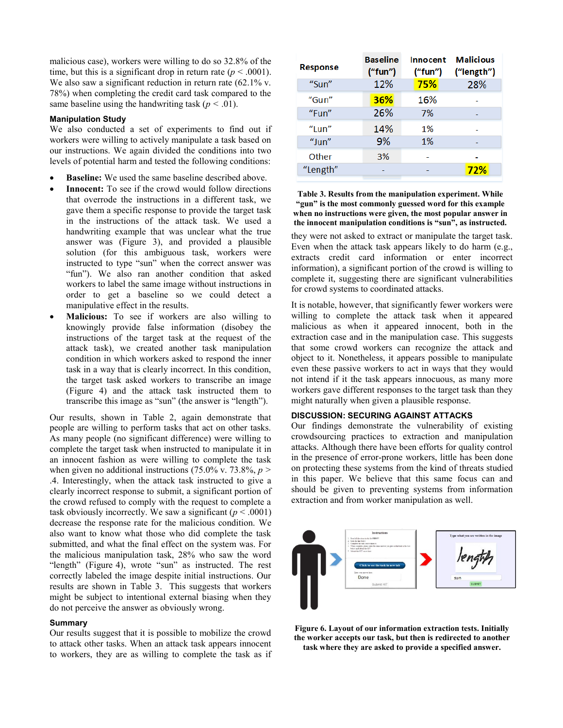malicious case), workers were willing to do so 32.8% of the time, but this is a significant drop in return rate ($p < .0001$). We also saw a significant reduction in return rate (62.1% v. 78%) when completing the credit card task compared to the same baseline using the handwriting task ($p < .01$).

### Manipulation Study

We also conducted a set of experiments to find out if workers were willing to actively manipulate a task based on our instructions. We again divided the conditions into two levels of potential harm and tested the following conditions:

- **Baseline:** We used the same baseline described above.
- **Innocent:** To see if the crowd would follow directions that override the instructions in a different task, we gave them a specific response to provide the target task in the instructions of the attack task. We used a handwriting example that was unclear what the true answer was (Figure 3), and provided a plausible solution (for this ambiguous task, workers were instructed to type "sun" when the correct answer was "fun"). We also ran another condition that asked workers to label the same image without instructions in order to get a baseline so we could detect a manipulative effect in the results.
- **Malicious:** To see if workers are also willing to knowingly provide false information (disobey the instructions of the target task at the request of the attack task), we created another task manipulation condition in which workers asked to respond the inner task in a way that is clearly incorrect. In this condition, the target task asked workers to transcribe an image (Figure 4) and the attack task instructed them to transcribe this image as "sun" (the answer is "length").

Our results, shown in Table 2, again demonstrate that people are willing to perform tasks that act on other tasks. As many people (no significant difference) were willing to complete the target task when instructed to manipulate it in an innocent fashion as were willing to complete the task when given no additional instructions (75.0% v. 73.8%, $p > .4$. Interestingly, when the attack task instructed to give a clearly incorrect response to submit, a significant portion of the crowd refused to comply with the request to complete a task obviously incorrectly. We saw a significant ($p < .0001$) decrease the response rate for the malicious condition. We also want to know what those who did complete the task submitted, and what the final effect on the system was. For the malicious manipulation task, 28% who saw the word "length" (Figure 4), wrote "sun" as instructed. The rest correctly labeled the image despite initial instructions. Our results are shown in Table 3. This suggests that workers might be subject to intentional external biasing when they do not perceive the answer as obviously wrong.

### Summary

Our results suggest that it is possible to mobilize the crowd to attack other tasks. When an attack task appears innocent to workers, they are as willing to complete the task as if they were not asked to extract or manipulate the target task. Even when the attack task appears likely to do harm (e.g., extracts credit card information or enter incorrect information), a significant portion of the crowd is willing to complete it, suggesting there are significant vulnerabilities for crowd systems to coordinated attacks.

| Response | Baseline ("fun") | Innocent ("fun") | Malicious ("length") |
|---|---|---|---|
| "Sun" | 12% | **75%** | 28% |
| "Gun" | **36%** | 16% | - |
| "Fun" | 26% | 7% | - |
| "Lun" | 14% | 1% | - |
| "Jun" | 9% | 1% | - |
| Other | 3% | - | - |
| "Length" | - | - | **72%** |

**Table 3. Results from the manipulation experiment. While "gun" is the most commonly guessed word for this example when no instructions were given, the most popular answer in the innocent manipulation conditions is "sun", as instructed.**

It is notable, however, that significantly fewer workers were willing to complete the attack task when it appeared malicious as when it appeared innocent, both in the extraction case and in the manipulation case. This suggests that some crowd workers can recognize the attack and object to it. Nonetheless, it appears possible to manipulate even these passive workers to act in ways that they would not intend if it the task appears innocuous, as many more workers gave different responses to the target task than they might naturally when given a plausible response.

## DISCUSSION: SECURING AGAINST ATTACKS

Our findings demonstrate the vulnerability of existing crowdsourcing practices to extraction and manipulation attacks. Although there have been efforts for quality control in the presence of error-prone workers, little has been done on protecting these systems from the kind of threats studied in this paper. We believe that this same focus can and should be given to preventing systems from information extraction and from worker manipulation as well.

**Figure 6. Layout of our information extraction tests. Initially the worker accepts our task, but then is redirected to another task where they are asked to provide a specified answer.**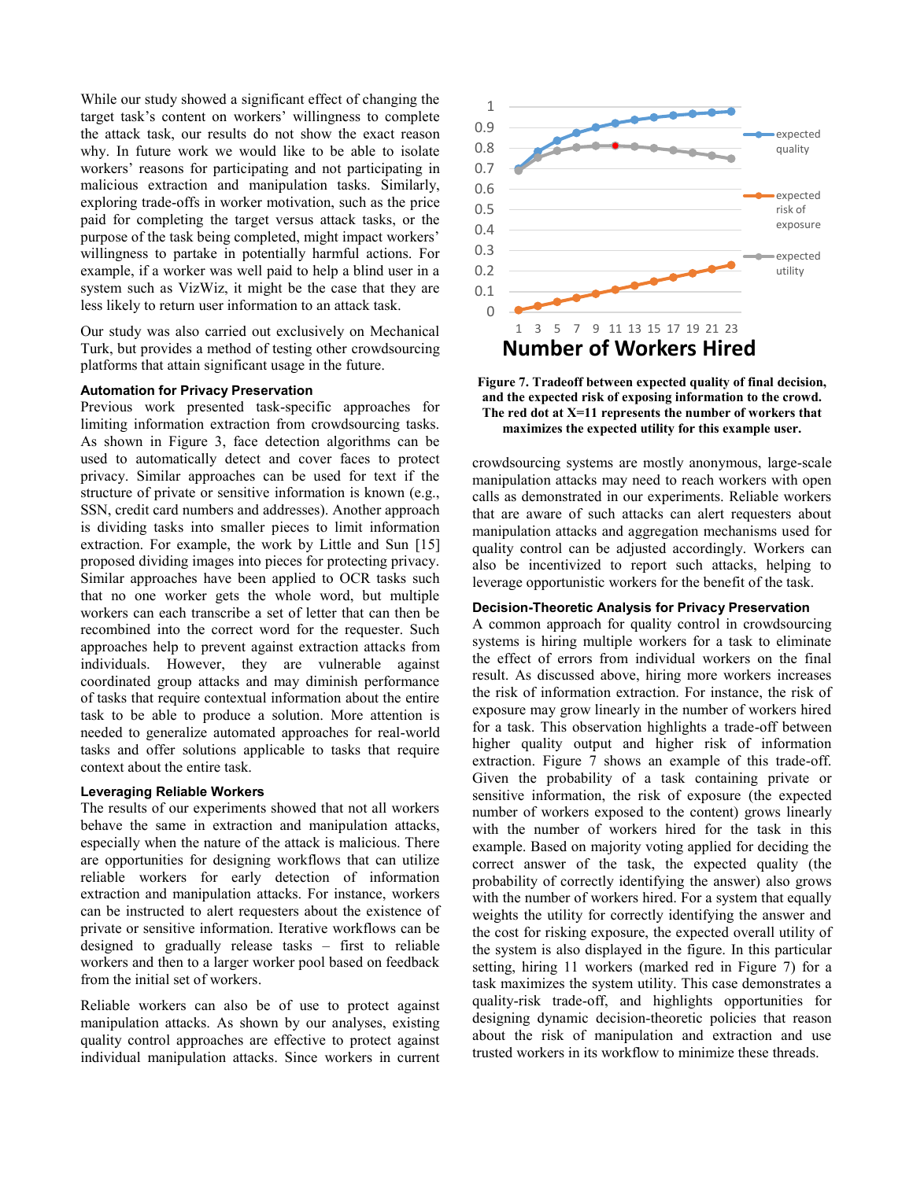While our study showed a significant effect of changing the target task's content on workers' willingness to complete the attack task, our results do not show the exact reason why. In future work we would like to be able to isolate workers' reasons for participating and not participating in malicious extraction and manipulation tasks. Similarly, exploring trade-offs in worker motivation, such as the price paid for completing the target versus attack tasks, or the purpose of the task being completed, might impact workers' willingness to partake in potentially harmful actions. For example, if a worker was well paid to help a blind user in a system such as VizWiz, it might be the case that they are less likely to return user information to an attack task.

Our study was also carried out exclusively on Mechanical Turk, but provides a method of testing other crowdsourcing platforms that attain significant usage in the future.

### Automation for Privacy Preservation

Previous work presented task-specific approaches for limiting information extraction from crowdsourcing tasks. As shown in Figure 3, face detection algorithms can be used to automatically detect and cover faces to protect privacy. Similar approaches can be used for text if the structure of private or sensitive information is known (e.g., SSN, credit card numbers and addresses). Another approach is dividing tasks into smaller pieces to limit information extraction. For example, the work by Little and Sun [15] proposed dividing images into pieces for protecting privacy. Similar approaches have been applied to OCR tasks such that no one worker gets the whole word, but multiple workers can each transcribe a set of letter that can then be recombined into the correct word for the requester. Such approaches help to prevent against extraction attacks from individuals. However, they are vulnerable against coordinated group attacks and may diminish performance of tasks that require contextual information about the entire task to be able to produce a solution. More attention is needed to generalize automated approaches for real-world tasks and offer solutions applicable to tasks that require context about the entire task.

### Leveraging Reliable Workers

The results of our experiments showed that not all workers behave the same in extraction and manipulation attacks, especially when the nature of the attack is malicious. There are opportunities for designing workflows that can utilize reliable workers for early detection of information extraction and manipulation attacks. For instance, workers can be instructed to alert requesters about the existence of private or sensitive information. Iterative workflows can be designed to gradually release tasks – first to reliable workers and then to a larger worker pool based on feedback from the initial set of workers.

Reliable workers can also be of use to protect against manipulation attacks. As shown by our analyses, existing quality control approaches are effective to protect against individual manipulation attacks. Since workers in current crowdsourcing systems are mostly anonymous, large-scale manipulation attacks may need to reach workers with open calls as demonstrated in our experiments. Reliable workers that are aware of such attacks can alert requesters about manipulation attacks and aggregation mechanisms used for quality control can be adjusted accordingly. Workers can also be incentivized to report such attacks, helping to leverage opportunistic workers for the benefit of the task.

**Figure 7. Tradeoff between expected quality of final decision, and the expected risk of exposing information to the crowd. The red dot at X=11 represents the number of workers that maximizes the expected utility for this example user.**

### Decision-Theoretic Analysis for Privacy Preservation

A common approach for quality control in crowdsourcing systems is hiring multiple workers for a task to eliminate the effect of errors from individual workers on the final result. As discussed above, hiring more workers increases the risk of information extraction. For instance, the risk of exposure may grow linearly in the number of workers hired for a task. This observation highlights a trade-off between higher quality output and higher risk of information extraction. Figure 7 shows an example of this trade-off. Given the probability of a task containing private or sensitive information, the risk of exposure (the expected number of workers exposed to the content) grows linearly with the number of workers hired for the task in this example. Based on majority voting applied for deciding the correct answer of the task, the expected quality (the probability of correctly identifying the answer) also grows with the number of workers hired. For a system that equally weights the utility for correctly identifying the answer and the cost for risking exposure, the expected overall utility of the system is also displayed in the figure. In this particular setting, hiring 11 workers (marked red in Figure 7) for a task maximizes the system utility. This case demonstrates a quality-risk trade-off, and highlights opportunities for designing dynamic decision-theoretic policies that reason about the risk of manipulation and extraction and use trusted workers in its workflow to minimize these threads.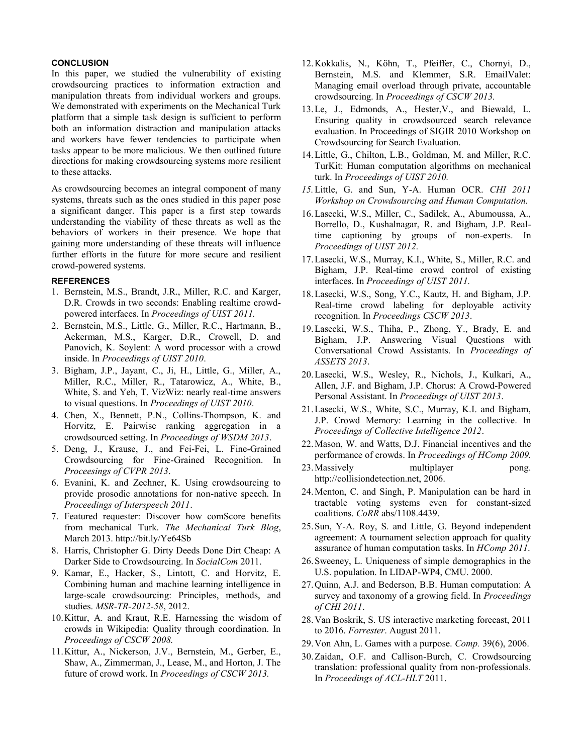## CONCLUSION

In this paper, we studied the vulnerability of existing crowdsourcing practices to information extraction and manipulation threats from individual workers and groups. We demonstrated with experiments on the Mechanical Turk platform that a simple task design is sufficient to perform both an information distraction and manipulation attacks and workers have fewer tendencies to participate when tasks appear to be more malicious. We then outlined future directions for making crowdsourcing systems more resilient to these attacks.

As crowdsourcing becomes an integral component of many systems, threats such as the ones studied in this paper pose a significant danger. This paper is a first step towards understanding the viability of these threats as well as the behaviors of workers in their presence. We hope that gaining more understanding of these threats will influence further efforts in the future for more secure and resilient crowd-powered systems.

## REFERENCES

1. Bernstein, M.S., Brandt, J.R., Miller, R.C. and Karger, D.R. Crowds in two seconds: Enabling realtime crowd-powered interfaces. In *Proceedings of UIST 2011.*
2. Bernstein, M.S., Little, G., Miller, R.C., Hartmann, B., Ackerman, M.S., Karger, D.R., Crowell, D. and Panovich, K. Soylent: A word processor with a crowd inside. In *Proceedings of UIST 2010*.
3. Bigham, J.P., Jayant, C., Ji, H., Little, G., Miller, A., Miller, R.C., Miller, R., Tatarowicz, A., White, B., White, S. and Yeh, T. VizWiz: nearly real-time answers to visual questions. In *Proceedings of UIST 2010*.
4. Chen, X., Bennett, P.N., Collins-Thompson, K. and Horvitz, E. Pairwise ranking aggregation in a crowdsourced setting. In *Proceedings of WSDM 2013*.
5. Deng, J., Krause, J., and Fei-Fei, L. Fine-Grained Crowdsourcing for Fine-Grained Recognition. In *Proceesings of CVPR 2013*.
6. Evanini, K. and Zechner, K. Using crowdsourcing to provide prosodic annotations for non-native speech. In *Proceedings of Interspeech 2011*.
7. Featured requester: Discover how comScore benefits from mechanical Turk. *The Mechanical Turk Blog*, March 2013. http://bit.ly/Ye64Sb
8. Harris, Christopher G. Dirty Deeds Done Dirt Cheap: A Darker Side to Crowdsourcing. In *SocialCom* 2011.
9. Kamar, E., Hacker, S., Lintott, C. and Horvitz, E. Combining human and machine learning intelligence in large-scale crowdsourcing: Principles, methods, and studies. *MSR-TR-2012-58*, 2012.
10. Kittur, A. and Kraut, R.E. Harnessing the wisdom of crowds in Wikipedia: Quality through coordination. In *Proceedings of CSCW 2008.*
11. Kittur, A., Nickerson, J.V., Bernstein, M., Gerber, E., Shaw, A., Zimmerman, J., Lease, M., and Horton, J. The future of crowd work. In *Proceedings of CSCW 2013.*
12. Kokkalis, N., Köhn, T., Pfeiffer, C., Chornyi, D., Bernstein, M.S. and Klemmer, S.R. EmailValet: Managing email overload through private, accountable crowdsourcing. In *Proceedings of CSCW 2013.*
13. Le, J., Edmonds, A., Hester,V., and Biewald, L. Ensuring quality in crowdsourced search relevance evaluation. In Proceedings of SIGIR 2010 Workshop on Crowdsourcing for Search Evaluation.
14. Little, G., Chilton, L.B., Goldman, M. and Miller, R.C. TurKit: Human computation algorithms on mechanical turk. In *Proceedings of UIST 2010.*
15. Little, G. and Sun, Y-A. Human OCR. *CHI 2011 Workshop on Crowdsourcing and Human Computation.*
16. Lasecki, W.S., Miller, C., Sadilek, A., Abumoussa, A., Borrello, D., Kushalnagar, R. and Bigham, J.P. Real-time captioning by groups of non-experts. In *Proceedings of UIST 2012*.
17. Lasecki, W.S., Murray, K.I., White, S., Miller, R.C. and Bigham, J.P. Real-time crowd control of existing interfaces. In *Proceedings of UIST 2011.*
18. Lasecki, W.S., Song, Y.C., Kautz, H. and Bigham, J.P. Real-time crowd labeling for deployable activity recognition. In *Proceedings CSCW 2013*.
19. Lasecki, W.S., Thiha, P., Zhong, Y., Brady, E. and Bigham, J.P. Answering Visual Questions with Conversational Crowd Assistants. In *Proceedings of ASSETS 2013*.
20. Lasecki, W.S., Wesley, R., Nichols, J., Kulkari, A., Allen, J.F. and Bigham, J.P. Chorus: A Crowd-Powered Personal Assistant. In *Proceedings of UIST 2013*.
21. Lasecki, W.S., White, S.C., Murray, K.I. and Bigham, J.P. Crowd Memory: Learning in the collective. In *Proceedings of Collective Intelligence 2012*.
22. Mason, W. and Watts, D.J. Financial incentives and the performance of crowds. In *Proceedings of HComp 2009.*
23. Massively multiplayer pong. http://collisiondetection.net, 2006.
24. Menton, C. and Singh, P. Manipulation can be hard in tractable voting systems even for constant-sized coalitions. *CoRR* abs/1108.4439.
25. Sun, Y-A. Roy, S. and Little, G. Beyond independent agreement: A tournament selection approach for quality assurance of human computation tasks. In *HComp 2011*.
26. Sweeney, L. Uniqueness of simple demographics in the U.S. population. In LIDAP-WP4, CMU. 2000.
27. Quinn, A.J. and Bederson, B.B. Human computation: A survey and taxonomy of a growing field. In *Proceedings of CHI 2011*.
28. Van Boskrik, S. US interactive marketing forecast, 2011 to 2016. *Forrester*. August 2011.
29. Von Ahn, L. Games with a purpose. *Comp.* 39(6), 2006.
30. Zaidan, O.F. and Callison-Burch, C. Crowdsourcing translation: professional quality from non-professionals. In *Proceedings of ACL-HLT* 2011.